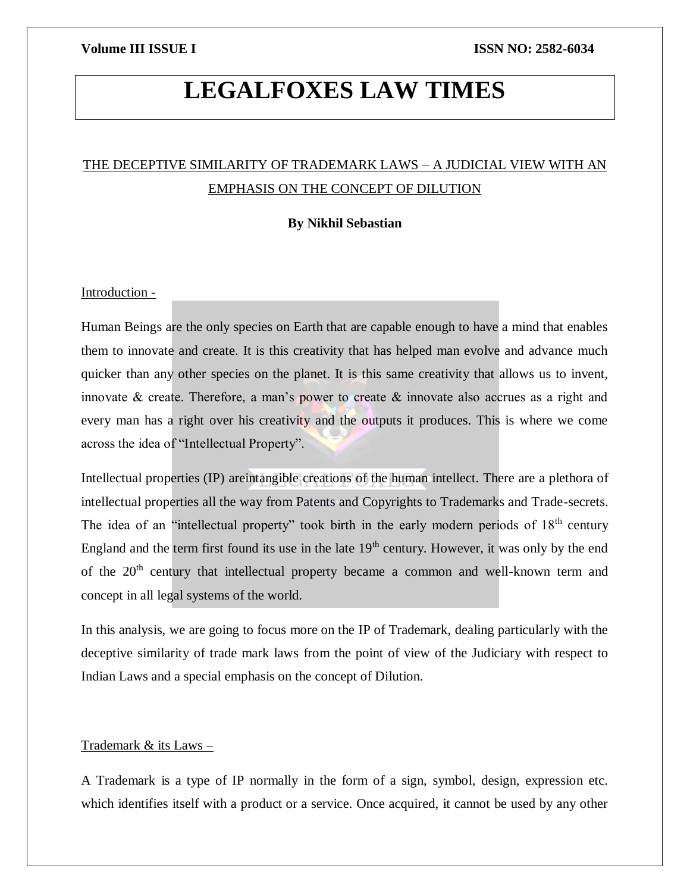# LEGALFOXES LAW TIMES

## THE DECEPTIVE SIMILARITY OF TRADEMARK LAWS – A JUDICIAL VIEW WITH AN EMPHASIS ON THE CONCEPT OF DILUTION

**By Nikhil Sebastian**

### Introduction -

Human Beings are the only species on Earth that are capable enough to have a mind that enables them to innovate and create. It is this creativity that has helped man evolve and advance much quicker than any other species on the planet. It is this same creativity that allows us to invent, innovate & create. Therefore, a man's power to create & innovate also accrues as a right and every man has a right over his creativity and the outputs it produces. This is where we come across the idea of "Intellectual Property".

Intellectual properties (IP) areintangible creations of the human intellect. There are a plethora of intellectual properties all the way from Patents and Copyrights to Trademarks and Trade-secrets. The idea of an "intellectual property" took birth in the early modern periods of 18th century England and the term first found its use in the late 19th century. However, it was only by the end of the 20th century that intellectual property became a common and well-known term and concept in all legal systems of the world.

In this analysis, we are going to focus more on the IP of Trademark, dealing particularly with the deceptive similarity of trade mark laws from the point of view of the Judiciary with respect to Indian Laws and a special emphasis on the concept of Dilution.

### Trademark & its Laws –

A Trademark is a type of IP normally in the form of a sign, symbol, design, expression etc. which identifies itself with a product or a service. Once acquired, it cannot be used by any other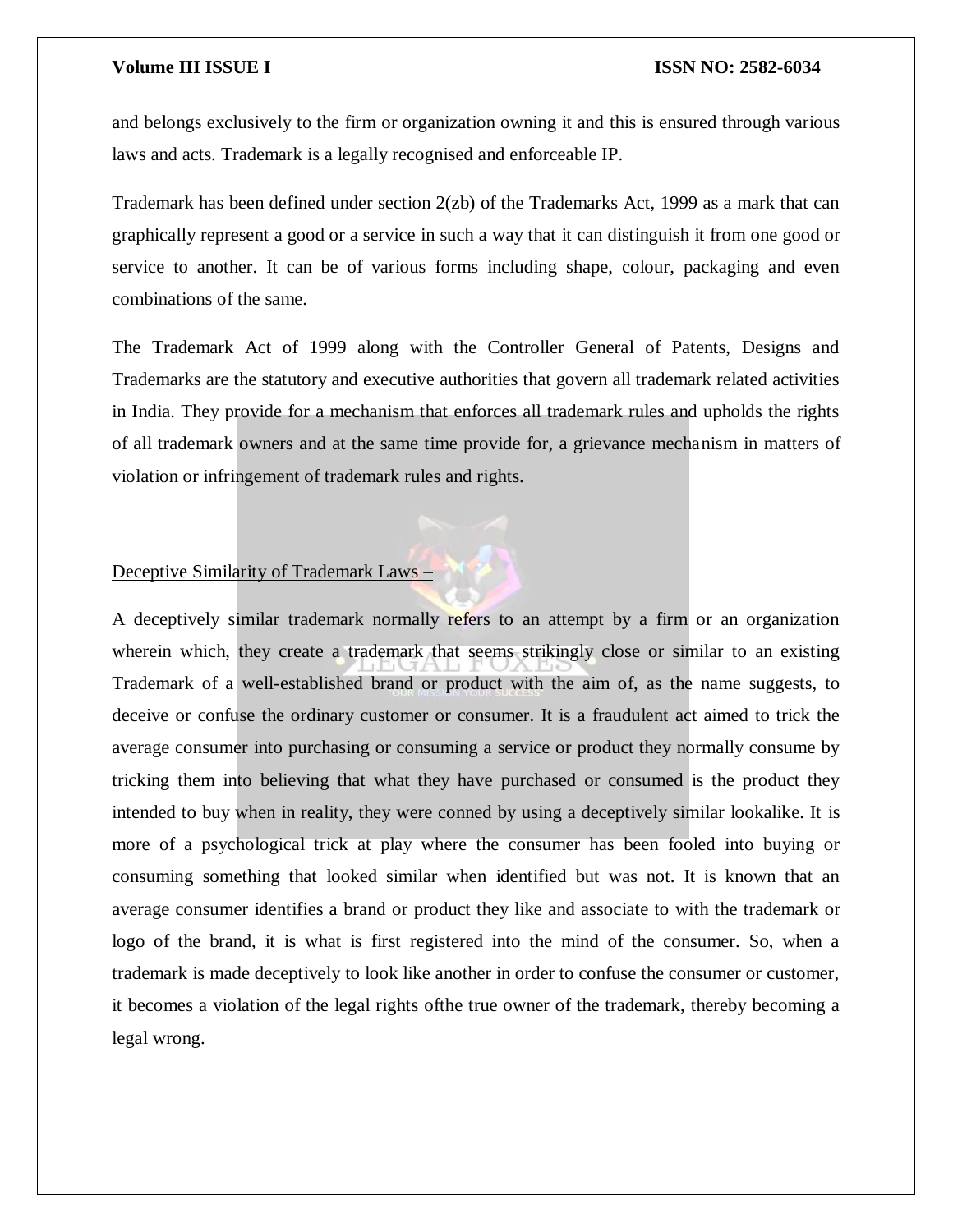and belongs exclusively to the firm or organization owning it and this is ensured through various laws and acts. Trademark is a legally recognised and enforceable IP.

Trademark has been defined under section 2(zb) of the Trademarks Act, 1999 as a mark that can graphically represent a good or a service in such a way that it can distinguish it from one good or service to another. It can be of various forms including shape, colour, packaging and even combinations of the same.

The Trademark Act of 1999 along with the Controller General of Patents, Designs and Trademarks are the statutory and executive authorities that govern all trademark related activities in India. They provide for a mechanism that enforces all trademark rules and upholds the rights of all trademark owners and at the same time provide for, a grievance mechanism in matters of violation or infringement of trademark rules and rights.

<u>Deceptive Similarity of Trademark Laws –</u>

A deceptively similar trademark normally refers to an attempt by a firm or an organization wherein which, they create a trademark that seems strikingly close or similar to an existing Trademark of a well-established brand or product with the aim of, as the name suggests, to deceive or confuse the ordinary customer or consumer. It is a fraudulent act aimed to trick the average consumer into purchasing or consuming a service or product they normally consume by tricking them into believing that what they have purchased or consumed is the product they intended to buy when in reality, they were conned by using a deceptively similar lookalike. It is more of a psychological trick at play where the consumer has been fooled into buying or consuming something that looked similar when identified but was not. It is known that an average consumer identifies a brand or product they like and associate to with the trademark or logo of the brand, it is what is first registered into the mind of the consumer. So, when a trademark is made deceptively to look like another in order to confuse the consumer or customer, it becomes a violation of the legal rights ofthe true owner of the trademark, thereby becoming a legal wrong.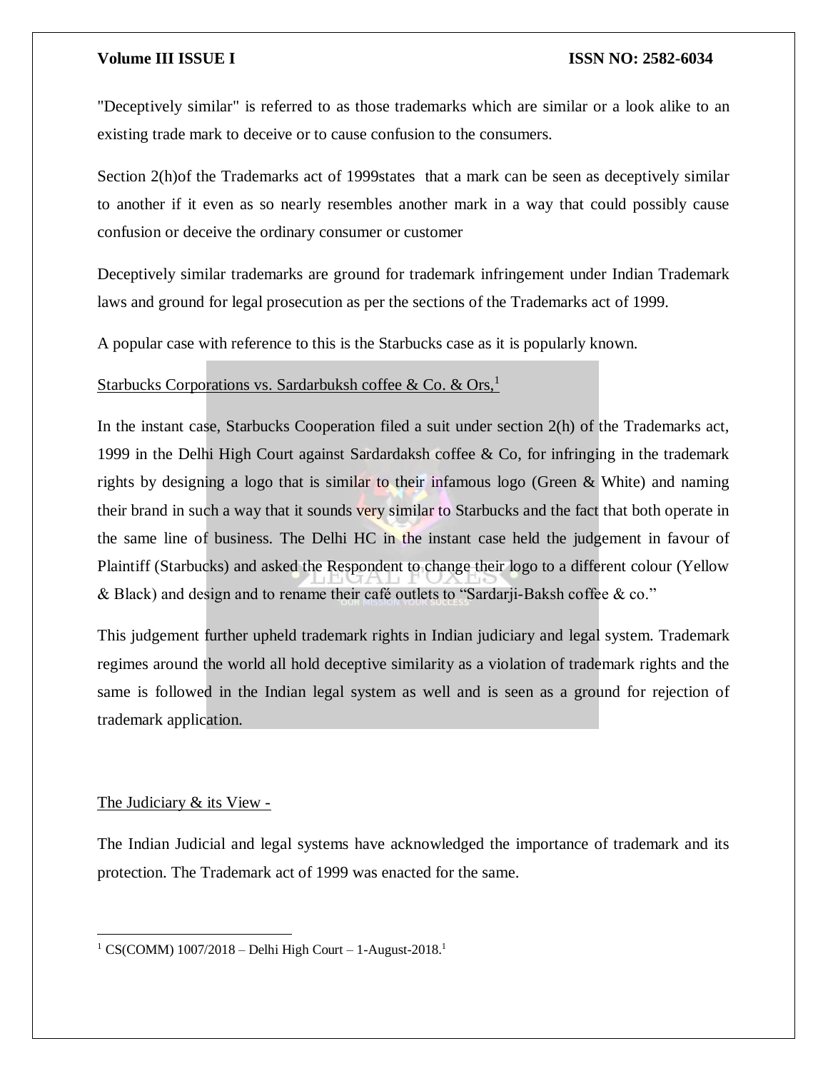"Deceptively similar" is referred to as those trademarks which are similar or a look alike to an existing trade mark to deceive or to cause confusion to the consumers.

Section 2(h)of the Trademarks act of 1999states that a mark can be seen as deceptively similar to another if it even as so nearly resembles another mark in a way that could possibly cause confusion or deceive the ordinary consumer or customer

Deceptively similar trademarks are ground for trademark infringement under Indian Trademark laws and ground for legal prosecution as per the sections of the Trademarks act of 1999.

A popular case with reference to this is the Starbucks case as it is popularly known.

Starbucks Corporations vs. Sardarbuksh coffee & Co. & Ors,[1]

In the instant case, Starbucks Cooperation filed a suit under section 2(h) of the Trademarks act, 1999 in the Delhi High Court against Sardardaksh coffee & Co, for infringing in the trademark rights by designing a logo that is similar to their infamous logo (Green & White) and naming their brand in such a way that it sounds very similar to Starbucks and the fact that both operate in the same line of business. The Delhi HC in the instant case held the judgement in favour of Plaintiff (Starbucks) and asked the Respondent to change their logo to a different colour (Yellow & Black) and design and to rename their café outlets to "Sardarji-Baksh coffee & co."

This judgement further upheld trademark rights in Indian judiciary and legal system. Trademark regimes around the world all hold deceptive similarity as a violation of trademark rights and the same is followed in the Indian legal system as well and is seen as a ground for rejection of trademark application.

The Judiciary & its View -

The Indian Judicial and legal systems have acknowledged the importance of trademark and its protection. The Trademark act of 1999 was enacted for the same.

---

[1] CS(COMM) 1007/2018 – Delhi High Court – 1-August-2018.[1]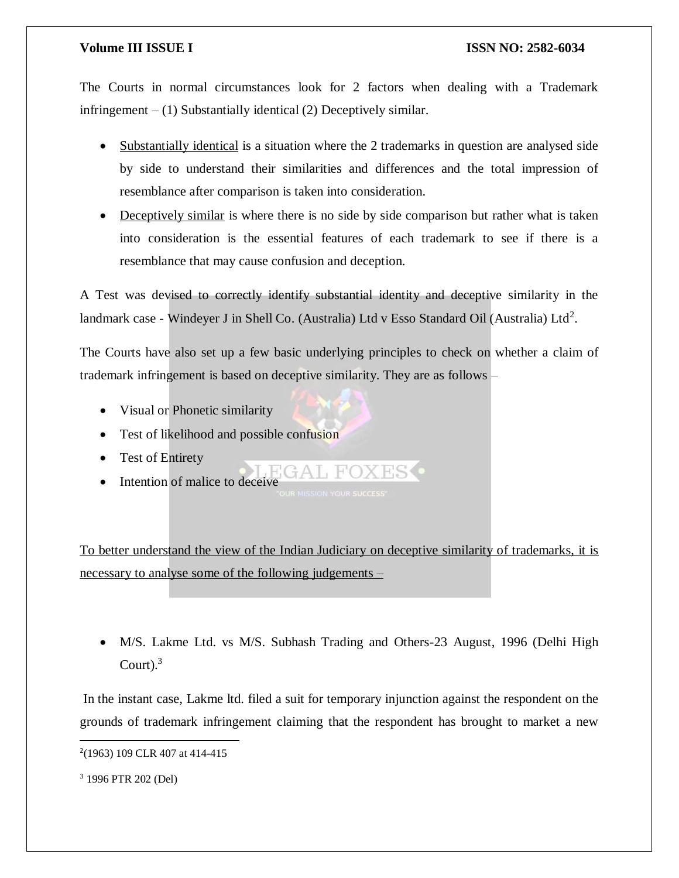The Courts in normal circumstances look for 2 factors when dealing with a Trademark infringement – (1) Substantially identical (2) Deceptively similar.

- Substantially identical is a situation where the 2 trademarks in question are analysed side by side to understand their similarities and differences and the total impression of resemblance after comparison is taken into consideration.
- Deceptively similar is where there is no side by side comparison but rather what is taken into consideration is the essential features of each trademark to see if there is a resemblance that may cause confusion and deception.

A Test was devised to correctly identify substantial identity and deceptive similarity in the landmark case - Windeyer J in Shell Co. (Australia) Ltd v Esso Standard Oil (Australia) Ltd[2].

The Courts have also set up a few basic underlying principles to check on whether a claim of trademark infringement is based on deceptive similarity. They are as follows –

- Visual or Phonetic similarity
- Test of likelihood and possible confusion
- Test of Entirety
- Intention of malice to deceive

To better understand the view of the Indian Judiciary on deceptive similarity of trademarks, it is necessary to analyse some of the following judgements –

- M/S. Lakme Ltd. vs M/S. Subhash Trading and Others-23 August, 1996 (Delhi High Court).[3]

In the instant case, Lakme ltd. filed a suit for temporary injunction against the respondent on the grounds of trademark infringement claiming that the respondent has brought to market a new

---

[2](1963) 109 CLR 407 at 414-415

[3] 1996 PTR 202 (Del)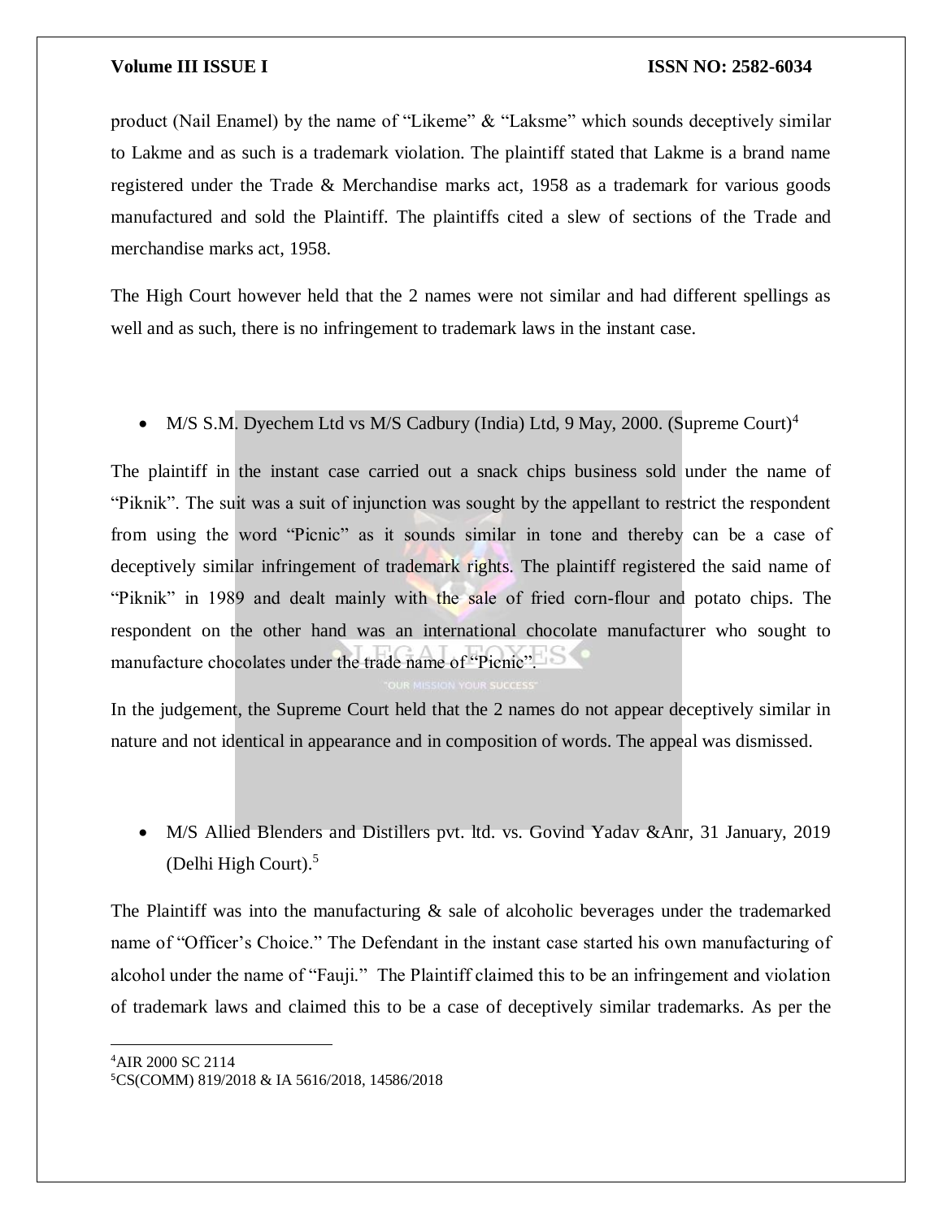product (Nail Enamel) by the name of "Likeme" & "Laksme" which sounds deceptively similar to Lakme and as such is a trademark violation. The plaintiff stated that Lakme is a brand name registered under the Trade & Merchandise marks act, 1958 as a trademark for various goods manufactured and sold the Plaintiff. The plaintiffs cited a slew of sections of the Trade and merchandise marks act, 1958.

The High Court however held that the 2 names were not similar and had different spellings as well and as such, there is no infringement to trademark laws in the instant case.

- M/S S.M. Dyechem Ltd vs M/S Cadbury (India) Ltd, 9 May, 2000. (Supreme Court)[4]

The plaintiff in the instant case carried out a snack chips business sold under the name of "Piknik". The suit was a suit of injunction was sought by the appellant to restrict the respondent from using the word "Picnic" as it sounds similar in tone and thereby can be a case of deceptively similar infringement of trademark rights. The plaintiff registered the said name of "Piknik" in 1989 and dealt mainly with the sale of fried corn-flour and potato chips. The respondent on the other hand was an international chocolate manufacturer who sought to manufacture chocolates under the trade name of "Picnic".

In the judgement, the Supreme Court held that the 2 names do not appear deceptively similar in nature and not identical in appearance and in composition of words. The appeal was dismissed.

- M/S Allied Blenders and Distillers pvt. ltd. vs. Govind Yadav &Anr, 31 January, 2019 (Delhi High Court).[5]

The Plaintiff was into the manufacturing & sale of alcoholic beverages under the trademarked name of "Officer's Choice." The Defendant in the instant case started his own manufacturing of alcohol under the name of "Fauji." The Plaintiff claimed this to be an infringement and violation of trademark laws and claimed this to be a case of deceptively similar trademarks. As per the

---

[4] AIR 2000 SC 2114

[5] CS(COMM) 819/2018 & IA 5616/2018, 14586/2018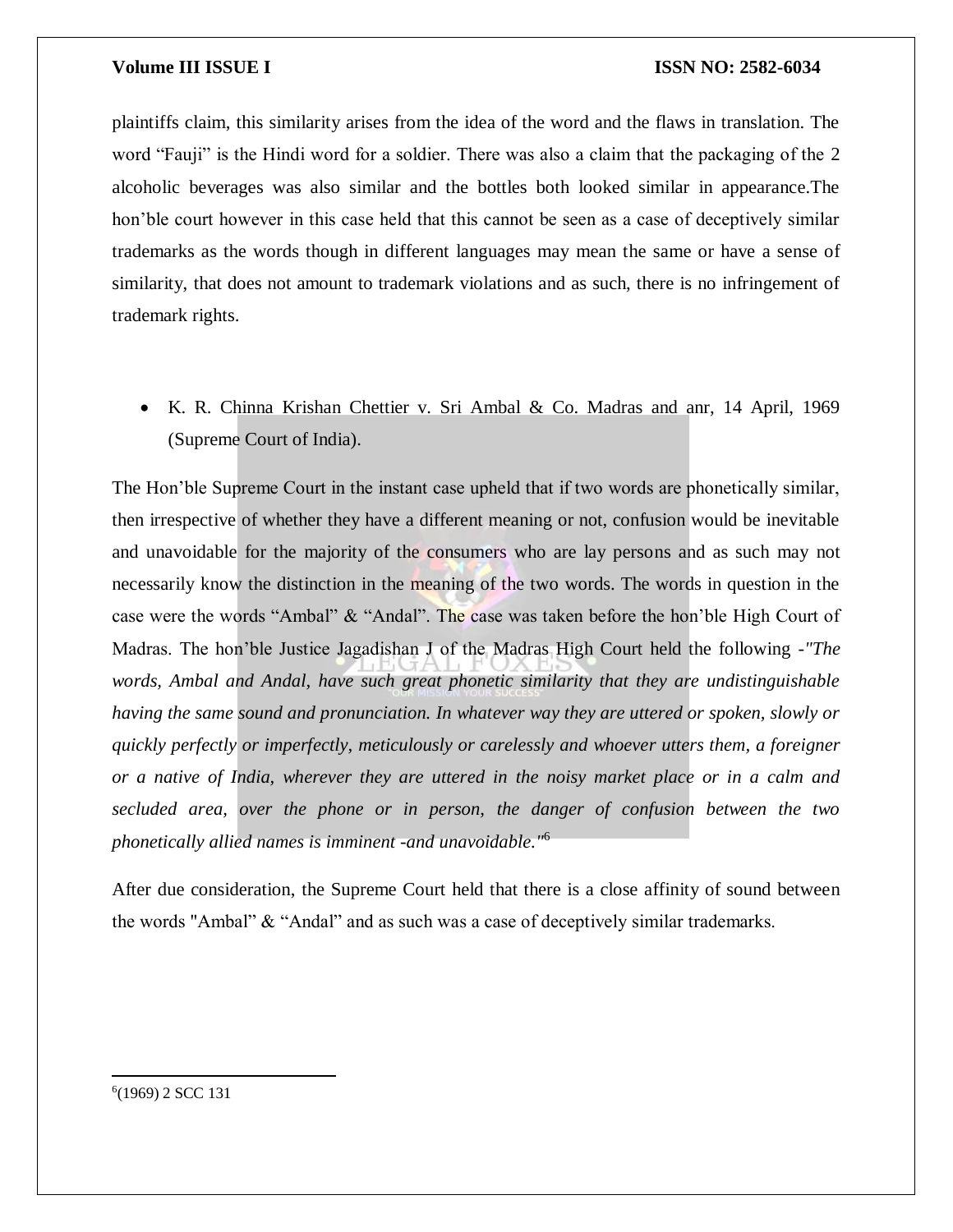plaintiffs claim, this similarity arises from the idea of the word and the flaws in translation. The word "Fauji" is the Hindi word for a soldier. There was also a claim that the packaging of the 2 alcoholic beverages was also similar and the bottles both looked similar in appearance.The hon'ble court however in this case held that this cannot be seen as a case of deceptively similar trademarks as the words though in different languages may mean the same or have a sense of similarity, that does not amount to trademark violations and as such, there is no infringement of trademark rights.

- K. R. Chinna Krishan Chettier v. Sri Ambal & Co. Madras and anr, 14 April, 1969 (Supreme Court of India).

The Hon'ble Supreme Court in the instant case upheld that if two words are phonetically similar, then irrespective of whether they have a different meaning or not, confusion would be inevitable and unavoidable for the majority of the consumers who are lay persons and as such may not necessarily know the distinction in the meaning of the two words. The words in question in the case were the words "Ambal" & "Andal". The case was taken before the hon'ble High Court of Madras. The hon'ble Justice Jagadishan J of the Madras High Court held the following -*"The words, Ambal and Andal, have such great phonetic similarity that they are undistinguishable having the same sound and pronunciation. In whatever way they are uttered or spoken, slowly or quickly perfectly or imperfectly, meticulously or carelessly and whoever utters them, a foreigner or a native of India, wherever they are uttered in the noisy market place or in a calm and secluded area, over the phone or in person, the danger of confusion between the two phonetically allied names is imminent -and unavoidable."*[6]

After due consideration, the Supreme Court held that there is a close affinity of sound between the words "Ambal" & "Andal" and as such was a case of deceptively similar trademarks.

---

[6](1969) 2 SCC 131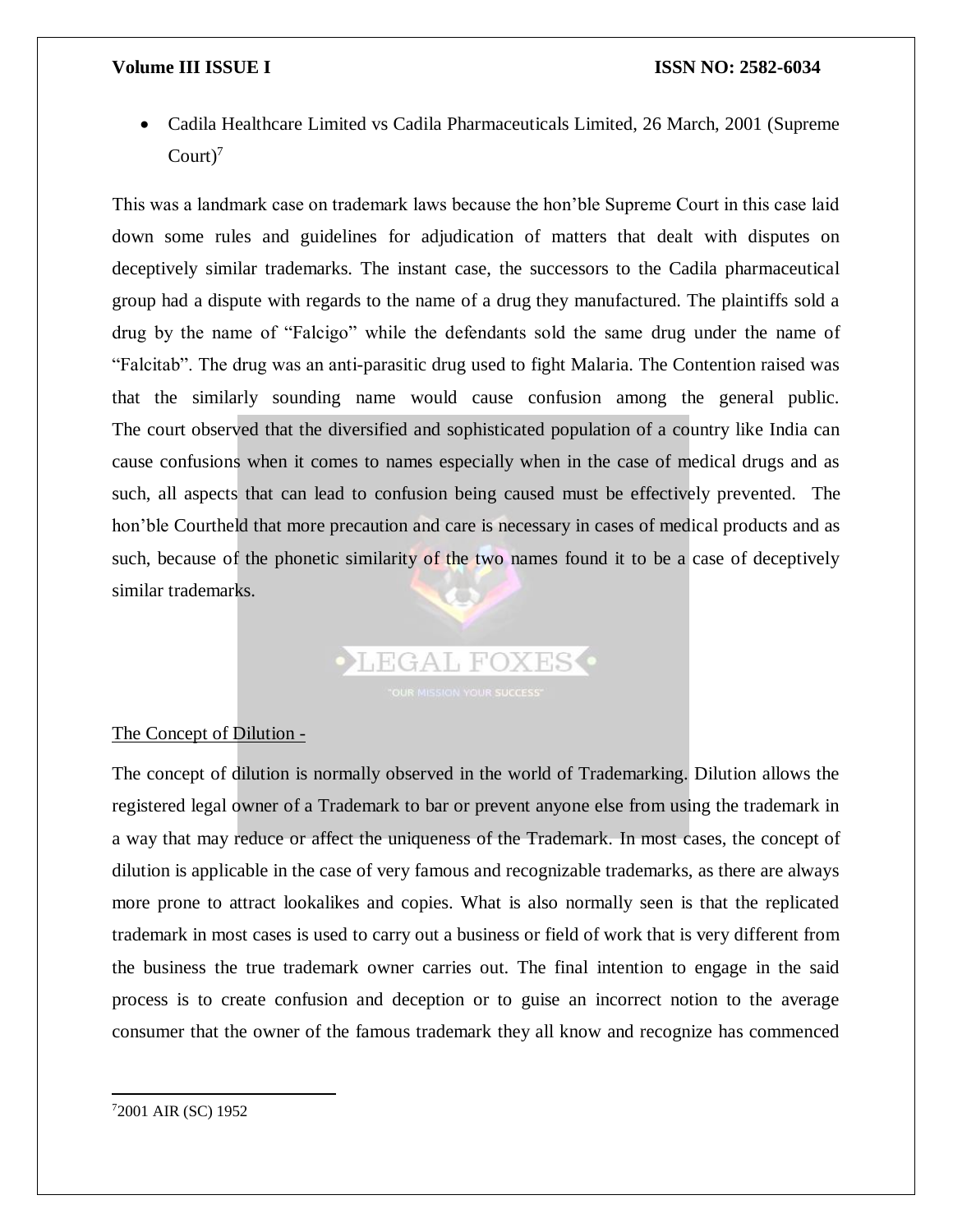- Cadila Healthcare Limited vs Cadila Pharmaceuticals Limited, 26 March, 2001 (Supreme Court)[7]

This was a landmark case on trademark laws because the hon'ble Supreme Court in this case laid down some rules and guidelines for adjudication of matters that dealt with disputes on deceptively similar trademarks. The instant case, the successors to the Cadila pharmaceutical group had a dispute with regards to the name of a drug they manufactured. The plaintiffs sold a drug by the name of "Falcigo" while the defendants sold the same drug under the name of "Falcitab". The drug was an anti-parasitic drug used to fight Malaria. The Contention raised was that the similarly sounding name would cause confusion among the general public. The court observed that the diversified and sophisticated population of a country like India can cause confusions when it comes to names especially when in the case of medical drugs and as such, all aspects that can lead to confusion being caused must be effectively prevented. The hon'ble Courtheld that more precaution and care is necessary in cases of medical products and as such, because of the phonetic similarity of the two names found it to be a case of deceptively similar trademarks.

<u>The Concept of Dilution -</u>

The concept of dilution is normally observed in the world of Trademarking. Dilution allows the registered legal owner of a Trademark to bar or prevent anyone else from using the trademark in a way that may reduce or affect the uniqueness of the Trademark. In most cases, the concept of dilution is applicable in the case of very famous and recognizable trademarks, as there are always more prone to attract lookalikes and copies. What is also normally seen is that the replicated trademark in most cases is used to carry out a business or field of work that is very different from the business the true trademark owner carries out. The final intention to engage in the said process is to create confusion and deception or to guise an incorrect notion to the average consumer that the owner of the famous trademark they all know and recognize has commenced

---

[7] 2001 AIR (SC) 1952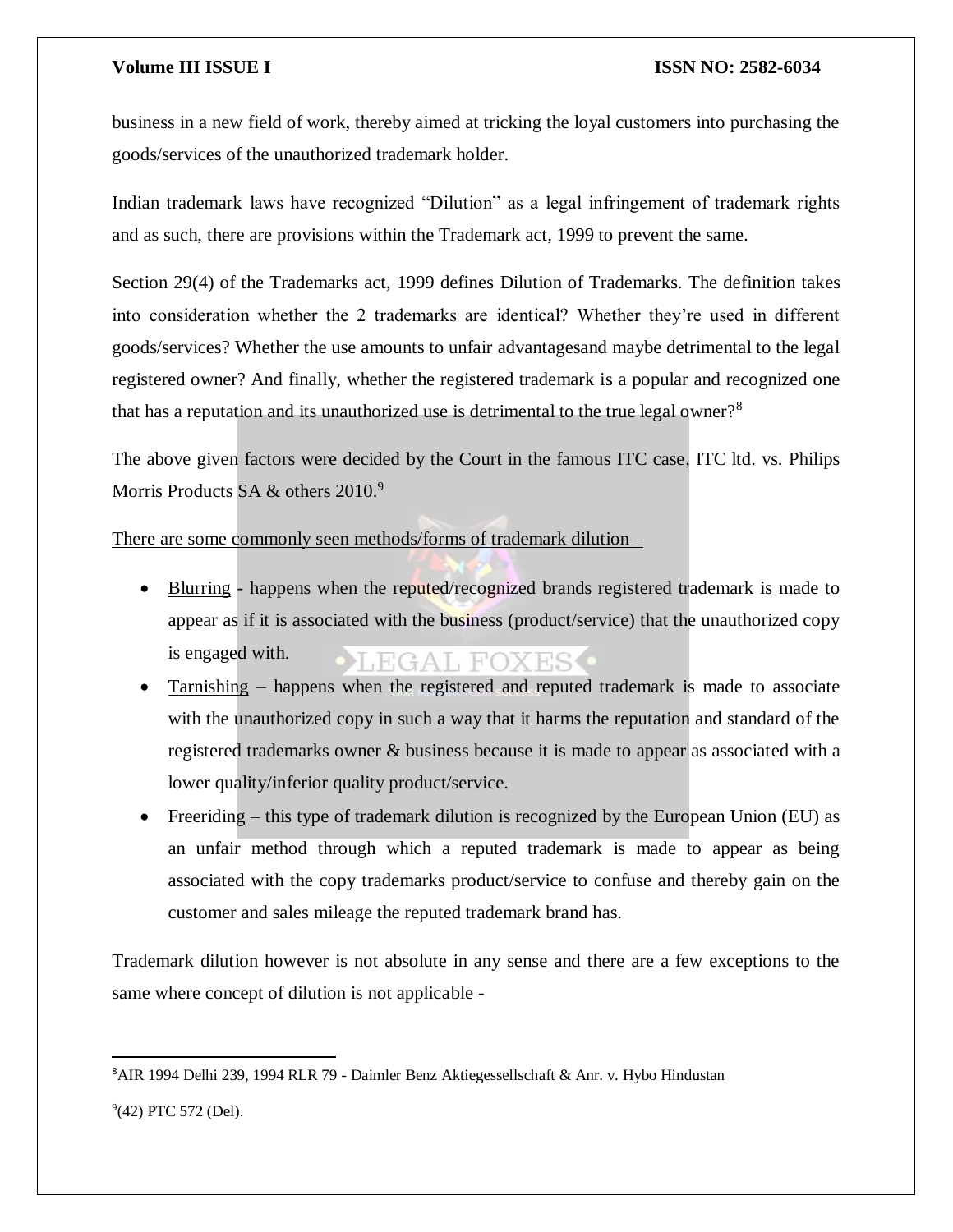business in a new field of work, thereby aimed at tricking the loyal customers into purchasing the goods/services of the unauthorized trademark holder.

Indian trademark laws have recognized "Dilution" as a legal infringement of trademark rights and as such, there are provisions within the Trademark act, 1999 to prevent the same.

Section 29(4) of the Trademarks act, 1999 defines Dilution of Trademarks. The definition takes into consideration whether the 2 trademarks are identical? Whether they're used in different goods/services? Whether the use amounts to unfair advantagesand maybe detrimental to the legal registered owner? And finally, whether the registered trademark is a popular and recognized one that has a reputation and its unauthorized use is detrimental to the true legal owner?[8]

The above given factors were decided by the Court in the famous ITC case, ITC ltd. vs. Philips Morris Products SA & others 2010.[9]

There are some commonly seen methods/forms of trademark dilution –

- Blurring - happens when the reputed/recognized brands registered trademark is made to appear as if it is associated with the business (product/service) that the unauthorized copy is engaged with.
- Tarnishing – happens when the registered and reputed trademark is made to associate with the unauthorized copy in such a way that it harms the reputation and standard of the registered trademarks owner & business because it is made to appear as associated with a lower quality/inferior quality product/service.
- Freeriding – this type of trademark dilution is recognized by the European Union (EU) as an unfair method through which a reputed trademark is made to appear as being associated with the copy trademarks product/service to confuse and thereby gain on the customer and sales mileage the reputed trademark brand has.

Trademark dilution however is not absolute in any sense and there are a few exceptions to the same where concept of dilution is not applicable -

---

[8] AIR 1994 Delhi 239, 1994 RLR 79 - Daimler Benz Aktiegessellschaft & Anr. v. Hybo Hindustan

[9] (42) PTC 572 (Del).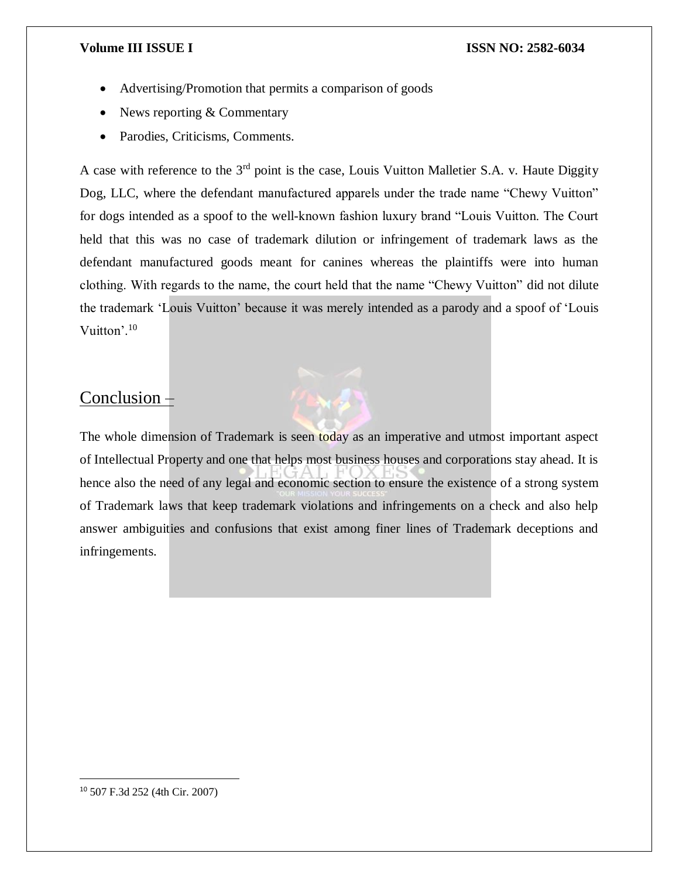- Advertising/Promotion that permits a comparison of goods
- News reporting & Commentary
- Parodies, Criticisms, Comments.

A case with reference to the 3rd point is the case, Louis Vuitton Malletier S.A. v. Haute Diggity Dog, LLC, where the defendant manufactured apparels under the trade name "Chewy Vuitton" for dogs intended as a spoof to the well-known fashion luxury brand "Louis Vuitton. The Court held that this was no case of trademark dilution or infringement of trademark laws as the defendant manufactured goods meant for canines whereas the plaintiffs were into human clothing. With regards to the name, the court held that the name "Chewy Vuitton" did not dilute the trademark 'Louis Vuitton' because it was merely intended as a parody and a spoof of 'Louis Vuitton'.[10]

## Conclusion –

The whole dimension of Trademark is seen today as an imperative and utmost important aspect of Intellectual Property and one that helps most business houses and corporations stay ahead. It is hence also the need of any legal and economic section to ensure the existence of a strong system of Trademark laws that keep trademark violations and infringements on a check and also help answer ambiguities and confusions that exist among finer lines of Trademark deceptions and infringements.

---

[10] 507 F.3d 252 (4th Cir. 2007)